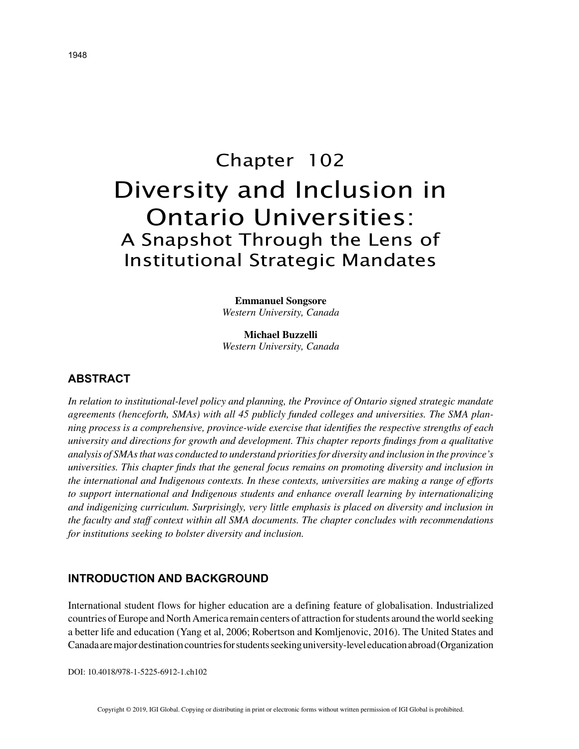# Chapter 102
# Diversity and Inclusion in Ontario Universities:
## A Snapshot Through the Lens of Institutional Strategic Mandates

**Emmanuel Songsore**
*Western University, Canada*

**Michael Buzzelli**
*Western University, Canada*

## ABSTRACT

*In relation to institutional-level policy and planning, the Province of Ontario signed strategic mandate agreements (henceforth, SMAs) with all 45 publicly funded colleges and universities. The SMA planning process is a comprehensive, province-wide exercise that identifies the respective strengths of each university and directions for growth and development. This chapter reports findings from a qualitative analysis of SMAs that was conducted to understand priorities for diversity and inclusion in the province's universities. This chapter finds that the general focus remains on promoting diversity and inclusion in the international and Indigenous contexts. In these contexts, universities are making a range of efforts to support international and Indigenous students and enhance overall learning by internationalizing and indigenizing curriculum. Surprisingly, very little emphasis is placed on diversity and inclusion in the faculty and staff context within all SMA documents. The chapter concludes with recommendations for institutions seeking to bolster diversity and inclusion.*

## INTRODUCTION AND BACKGROUND

International student flows for higher education are a defining feature of globalisation. Industrialized countries of Europe and North America remain centers of attraction for students around the world seeking a better life and education (Yang et al, 2006; Robertson and Komljenovic, 2016). The United States and Canada are major destination countries for students seeking university-level education abroad (Organization

DOI: 10.4018/978-1-5225-6912-1.ch102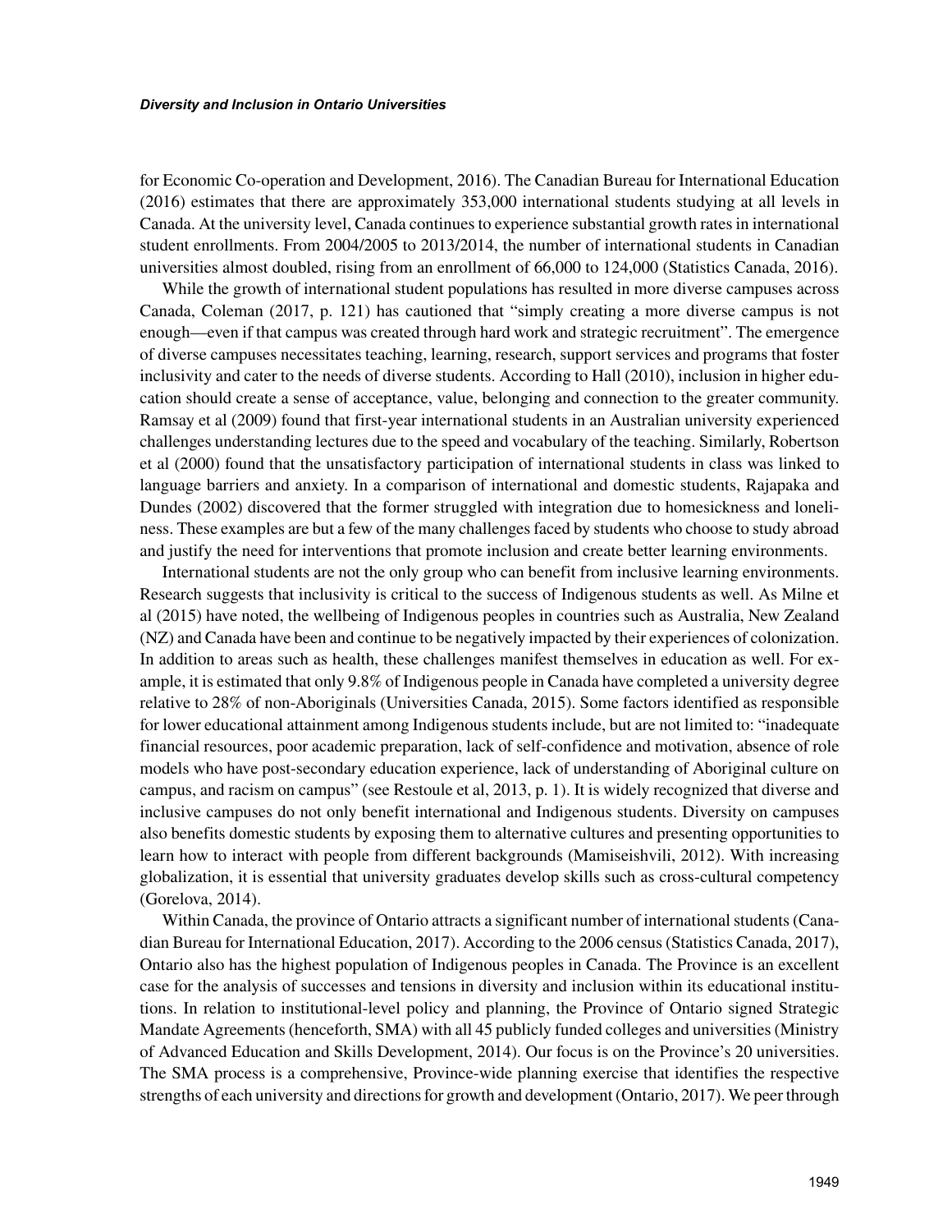for Economic Co-operation and Development, 2016). The Canadian Bureau for International Education (2016) estimates that there are approximately 353,000 international students studying at all levels in Canada. At the university level, Canada continues to experience substantial growth rates in international student enrollments. From 2004/2005 to 2013/2014, the number of international students in Canadian universities almost doubled, rising from an enrollment of 66,000 to 124,000 (Statistics Canada, 2016).

While the growth of international student populations has resulted in more diverse campuses across Canada, Coleman (2017, p. 121) has cautioned that "simply creating a more diverse campus is not enough—even if that campus was created through hard work and strategic recruitment". The emergence of diverse campuses necessitates teaching, learning, research, support services and programs that foster inclusivity and cater to the needs of diverse students. According to Hall (2010), inclusion in higher education should create a sense of acceptance, value, belonging and connection to the greater community. Ramsay et al (2009) found that first-year international students in an Australian university experienced challenges understanding lectures due to the speed and vocabulary of the teaching. Similarly, Robertson et al (2000) found that the unsatisfactory participation of international students in class was linked to language barriers and anxiety. In a comparison of international and domestic students, Rajapaka and Dundes (2002) discovered that the former struggled with integration due to homesickness and loneliness. These examples are but a few of the many challenges faced by students who choose to study abroad and justify the need for interventions that promote inclusion and create better learning environments.

International students are not the only group who can benefit from inclusive learning environments. Research suggests that inclusivity is critical to the success of Indigenous students as well. As Milne et al (2015) have noted, the wellbeing of Indigenous peoples in countries such as Australia, New Zealand (NZ) and Canada have been and continue to be negatively impacted by their experiences of colonization. In addition to areas such as health, these challenges manifest themselves in education as well. For example, it is estimated that only 9.8% of Indigenous people in Canada have completed a university degree relative to 28% of non-Aboriginals (Universities Canada, 2015). Some factors identified as responsible for lower educational attainment among Indigenous students include, but are not limited to: "inadequate financial resources, poor academic preparation, lack of self-confidence and motivation, absence of role models who have post-secondary education experience, lack of understanding of Aboriginal culture on campus, and racism on campus" (see Restoule et al, 2013, p. 1). It is widely recognized that diverse and inclusive campuses do not only benefit international and Indigenous students. Diversity on campuses also benefits domestic students by exposing them to alternative cultures and presenting opportunities to learn how to interact with people from different backgrounds (Mamiseishvili, 2012). With increasing globalization, it is essential that university graduates develop skills such as cross-cultural competency (Gorelova, 2014).

Within Canada, the province of Ontario attracts a significant number of international students (Canadian Bureau for International Education, 2017). According to the 2006 census (Statistics Canada, 2017), Ontario also has the highest population of Indigenous peoples in Canada. The Province is an excellent case for the analysis of successes and tensions in diversity and inclusion within its educational institutions. In relation to institutional-level policy and planning, the Province of Ontario signed Strategic Mandate Agreements (henceforth, SMA) with all 45 publicly funded colleges and universities (Ministry of Advanced Education and Skills Development, 2014). Our focus is on the Province's 20 universities. The SMA process is a comprehensive, Province-wide planning exercise that identifies the respective strengths of each university and directions for growth and development (Ontario, 2017). We peer through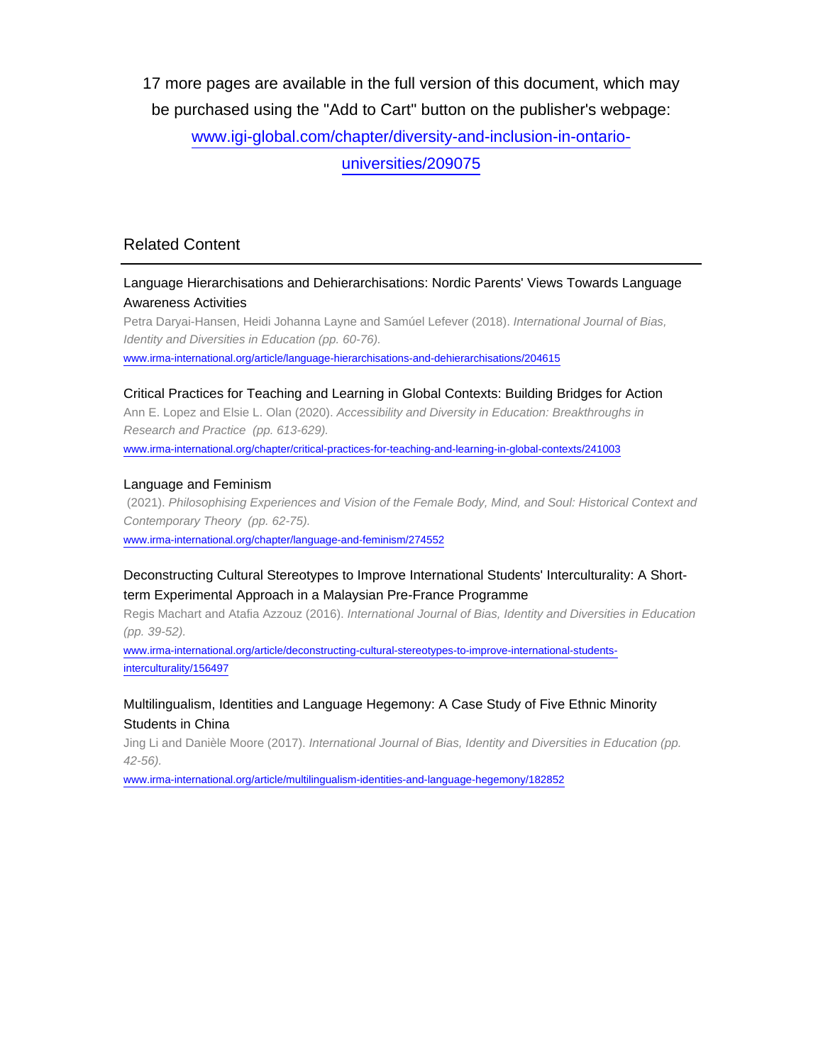17 more pages are available in the full version of this document, which may be purchased using the "Add to Cart" button on the publisher's webpage: [www.igi-global.com/chapter/diversity-and-inclusion-in-ontario-universities/209075](www.igi-global.com/chapter/diversity-and-inclusion-in-ontario-universities/209075)

## Related Content

### Language Hierarchisations and Dehierarchisations: Nordic Parents' Views Towards Language Awareness Activities

Petra Daryai-Hansen, Heidi Johanna Layne and Samúel Lefever (2018). *International Journal of Bias, Identity and Diversities in Education (pp. 60-76).*

[www.irma-international.org/article/language-hierarchisations-and-dehierarchisations/204615](www.irma-international.org/article/language-hierarchisations-and-dehierarchisations/204615)

### Critical Practices for Teaching and Learning in Global Contexts: Building Bridges for Action

Ann E. Lopez and Elsie L. Olan (2020). *Accessibility and Diversity in Education: Breakthroughs in Research and Practice (pp. 613-629).*

[www.irma-international.org/chapter/critical-practices-for-teaching-and-learning-in-global-contexts/241003](www.irma-international.org/chapter/critical-practices-for-teaching-and-learning-in-global-contexts/241003)

### Language and Feminism

(2021). *Philosophising Experiences and Vision of the Female Body, Mind, and Soul: Historical Context and Contemporary Theory (pp. 62-75).*

[www.irma-international.org/chapter/language-and-feminism/274552](www.irma-international.org/chapter/language-and-feminism/274552)

### Deconstructing Cultural Stereotypes to Improve International Students' Interculturality: A Short-term Experimental Approach in a Malaysian Pre-France Programme

Regis Machart and Atafia Azzouz (2016). *International Journal of Bias, Identity and Diversities in Education (pp. 39-52).*

[www.irma-international.org/article/deconstructing-cultural-stereotypes-to-improve-international-students-interculturality/156497](www.irma-international.org/article/deconstructing-cultural-stereotypes-to-improve-international-students-interculturality/156497)

### Multilingualism, Identities and Language Hegemony: A Case Study of Five Ethnic Minority Students in China

Jing Li and Danièle Moore (2017). *International Journal of Bias, Identity and Diversities in Education (pp. 42-56).*

[www.irma-international.org/article/multilingualism-identities-and-language-hegemony/182852](www.irma-international.org/article/multilingualism-identities-and-language-hegemony/182852)